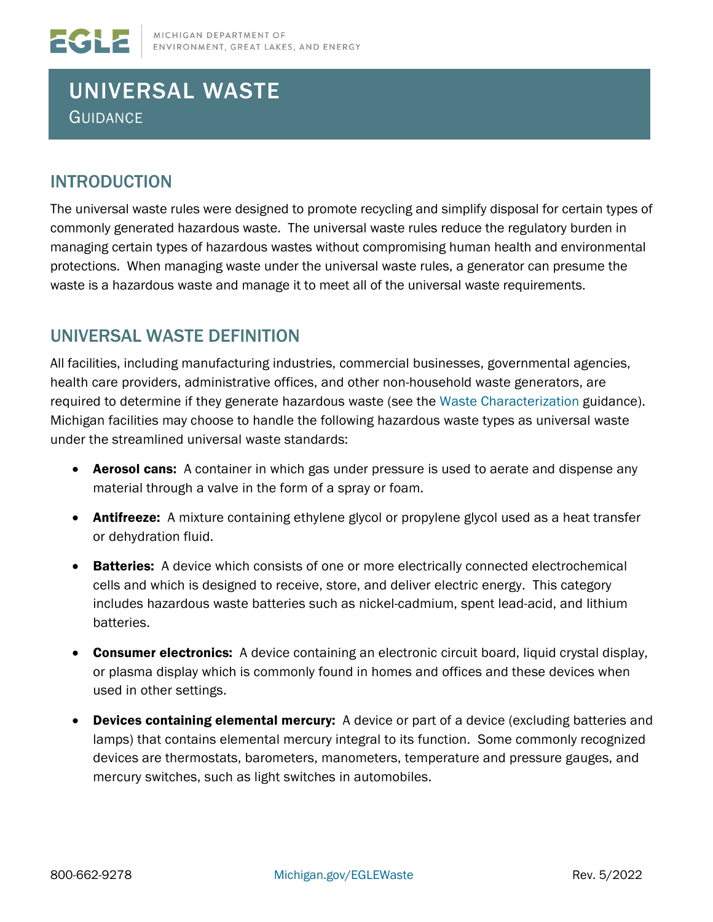# UNIVERSAL WASTE

GUIDANCE

## INTRODUCTION

The universal waste rules were designed to promote recycling and simplify disposal for certain types of commonly generated hazardous waste. The universal waste rules reduce the regulatory burden in managing certain types of hazardous wastes without compromising human health and environmental protections. When managing waste under the universal waste rules, a generator can presume the waste is a hazardous waste and manage it to meet all of the universal waste requirements.

## UNIVERSAL WASTE DEFINITION

All facilities, including manufacturing industries, commercial businesses, governmental agencies, health care providers, administrative offices, and other non-household waste generators, are required to determine if they generate hazardous waste (see the Waste Characterization guidance). Michigan facilities may choose to handle the following hazardous waste types as universal waste under the streamlined universal waste standards:

- **Aerosol cans:** A container in which gas under pressure is used to aerate and dispense any material through a valve in the form of a spray or foam.
- **Antifreeze:** A mixture containing ethylene glycol or propylene glycol used as a heat transfer or dehydration fluid.
- **Batteries:** A device which consists of one or more electrically connected electrochemical cells and which is designed to receive, store, and deliver electric energy. This category includes hazardous waste batteries such as nickel-cadmium, spent lead-acid, and lithium batteries.
- **Consumer electronics:** A device containing an electronic circuit board, liquid crystal display, or plasma display which is commonly found in homes and offices and these devices when used in other settings.
- **Devices containing elemental mercury:** A device or part of a device (excluding batteries and lamps) that contains elemental mercury integral to its function. Some commonly recognized devices are thermostats, barometers, manometers, temperature and pressure gauges, and mercury switches, such as light switches in automobiles.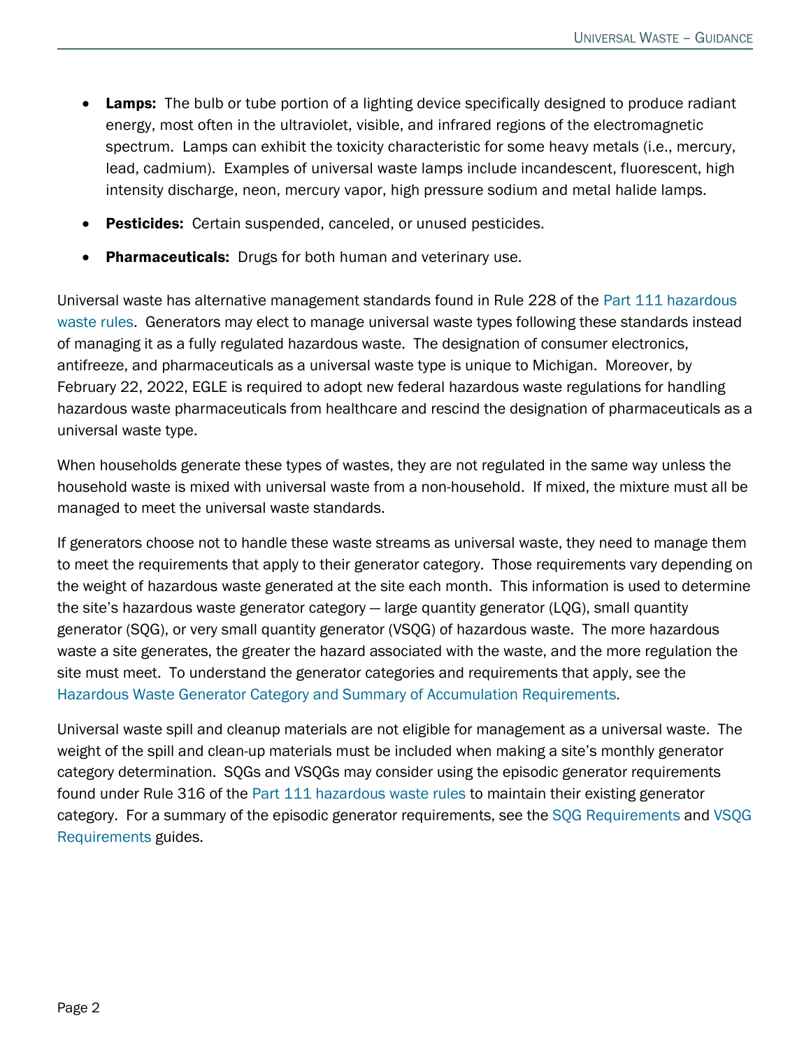- **Lamps:** The bulb or tube portion of a lighting device specifically designed to produce radiant energy, most often in the ultraviolet, visible, and infrared regions of the electromagnetic spectrum. Lamps can exhibit the toxicity characteristic for some heavy metals (i.e., mercury, lead, cadmium). Examples of universal waste lamps include incandescent, fluorescent, high intensity discharge, neon, mercury vapor, high pressure sodium and metal halide lamps.
- **Pesticides:** Certain suspended, canceled, or unused pesticides.
- **Pharmaceuticals:** Drugs for both human and veterinary use.

Universal waste has alternative management standards found in Rule 228 of the Part 111 hazardous waste rules. Generators may elect to manage universal waste types following these standards instead of managing it as a fully regulated hazardous waste. The designation of consumer electronics, antifreeze, and pharmaceuticals as a universal waste type is unique to Michigan. Moreover, by February 22, 2022, EGLE is required to adopt new federal hazardous waste regulations for handling hazardous waste pharmaceuticals from healthcare and rescind the designation of pharmaceuticals as a universal waste type.

When households generate these types of wastes, they are not regulated in the same way unless the household waste is mixed with universal waste from a non-household. If mixed, the mixture must all be managed to meet the universal waste standards.

If generators choose not to handle these waste streams as universal waste, they need to manage them to meet the requirements that apply to their generator category. Those requirements vary depending on the weight of hazardous waste generated at the site each month. This information is used to determine the site's hazardous waste generator category — large quantity generator (LQG), small quantity generator (SQG), or very small quantity generator (VSQG) of hazardous waste. The more hazardous waste a site generates, the greater the hazard associated with the waste, and the more regulation the site must meet. To understand the generator categories and requirements that apply, see the Hazardous Waste Generator Category and Summary of Accumulation Requirements.

Universal waste spill and cleanup materials are not eligible for management as a universal waste. The weight of the spill and clean-up materials must be included when making a site's monthly generator category determination. SQGs and VSQGs may consider using the episodic generator requirements found under Rule 316 of the Part 111 hazardous waste rules to maintain their existing generator category. For a summary of the episodic generator requirements, see the SQG Requirements and VSQG Requirements guides.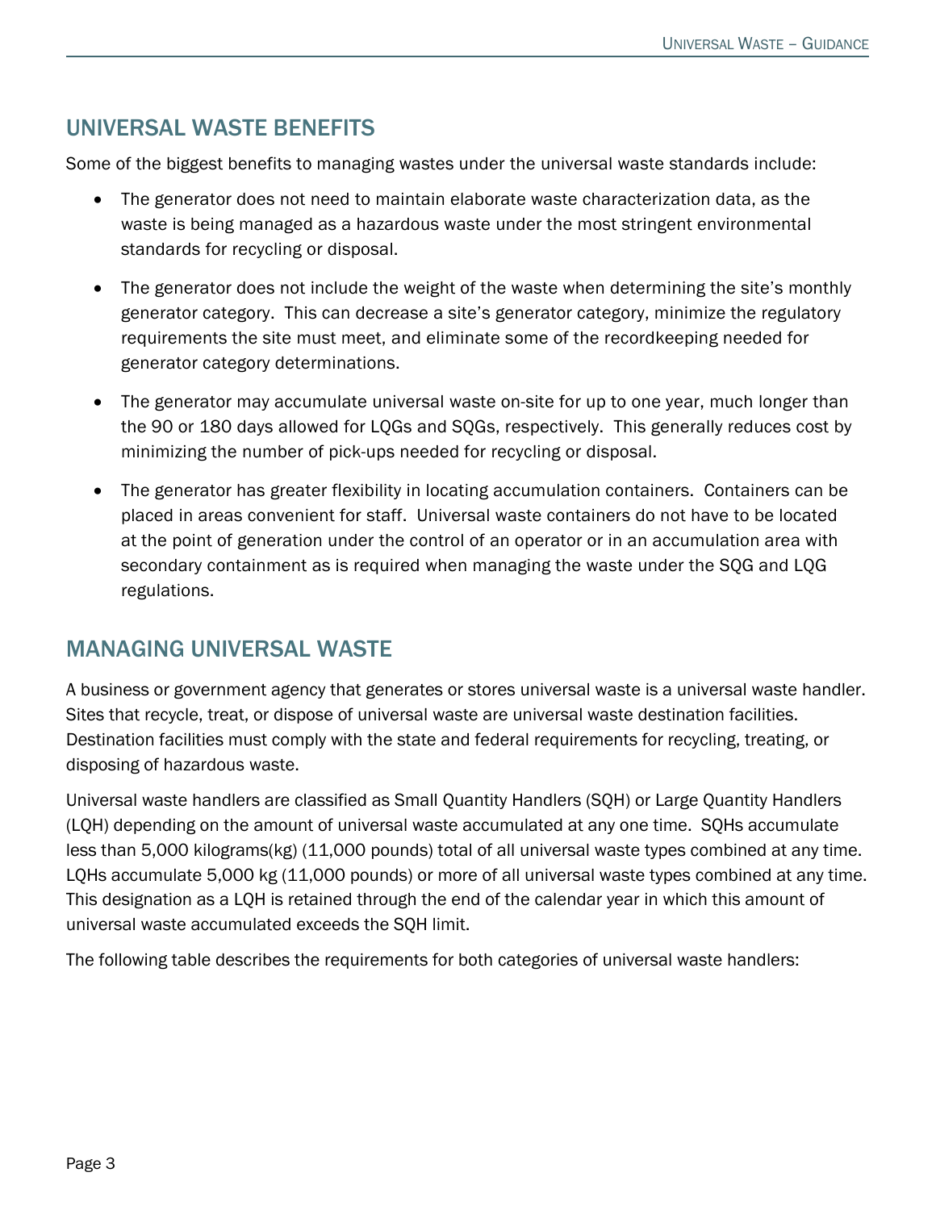## UNIVERSAL WASTE BENEFITS

Some of the biggest benefits to managing wastes under the universal waste standards include:

- The generator does not need to maintain elaborate waste characterization data, as the waste is being managed as a hazardous waste under the most stringent environmental standards for recycling or disposal.
- The generator does not include the weight of the waste when determining the site's monthly generator category. This can decrease a site's generator category, minimize the regulatory requirements the site must meet, and eliminate some of the recordkeeping needed for generator category determinations.
- The generator may accumulate universal waste on-site for up to one year, much longer than the 90 or 180 days allowed for LQGs and SQGs, respectively. This generally reduces cost by minimizing the number of pick-ups needed for recycling or disposal.
- The generator has greater flexibility in locating accumulation containers. Containers can be placed in areas convenient for staff. Universal waste containers do not have to be located at the point of generation under the control of an operator or in an accumulation area with secondary containment as is required when managing the waste under the SQG and LQG regulations.

## MANAGING UNIVERSAL WASTE

A business or government agency that generates or stores universal waste is a universal waste handler. Sites that recycle, treat, or dispose of universal waste are universal waste destination facilities. Destination facilities must comply with the state and federal requirements for recycling, treating, or disposing of hazardous waste.

Universal waste handlers are classified as Small Quantity Handlers (SQH) or Large Quantity Handlers (LQH) depending on the amount of universal waste accumulated at any one time. SQHs accumulate less than 5,000 kilograms(kg) (11,000 pounds) total of all universal waste types combined at any time. LQHs accumulate 5,000 kg (11,000 pounds) or more of all universal waste types combined at any time. This designation as a LQH is retained through the end of the calendar year in which this amount of universal waste accumulated exceeds the SQH limit.

The following table describes the requirements for both categories of universal waste handlers: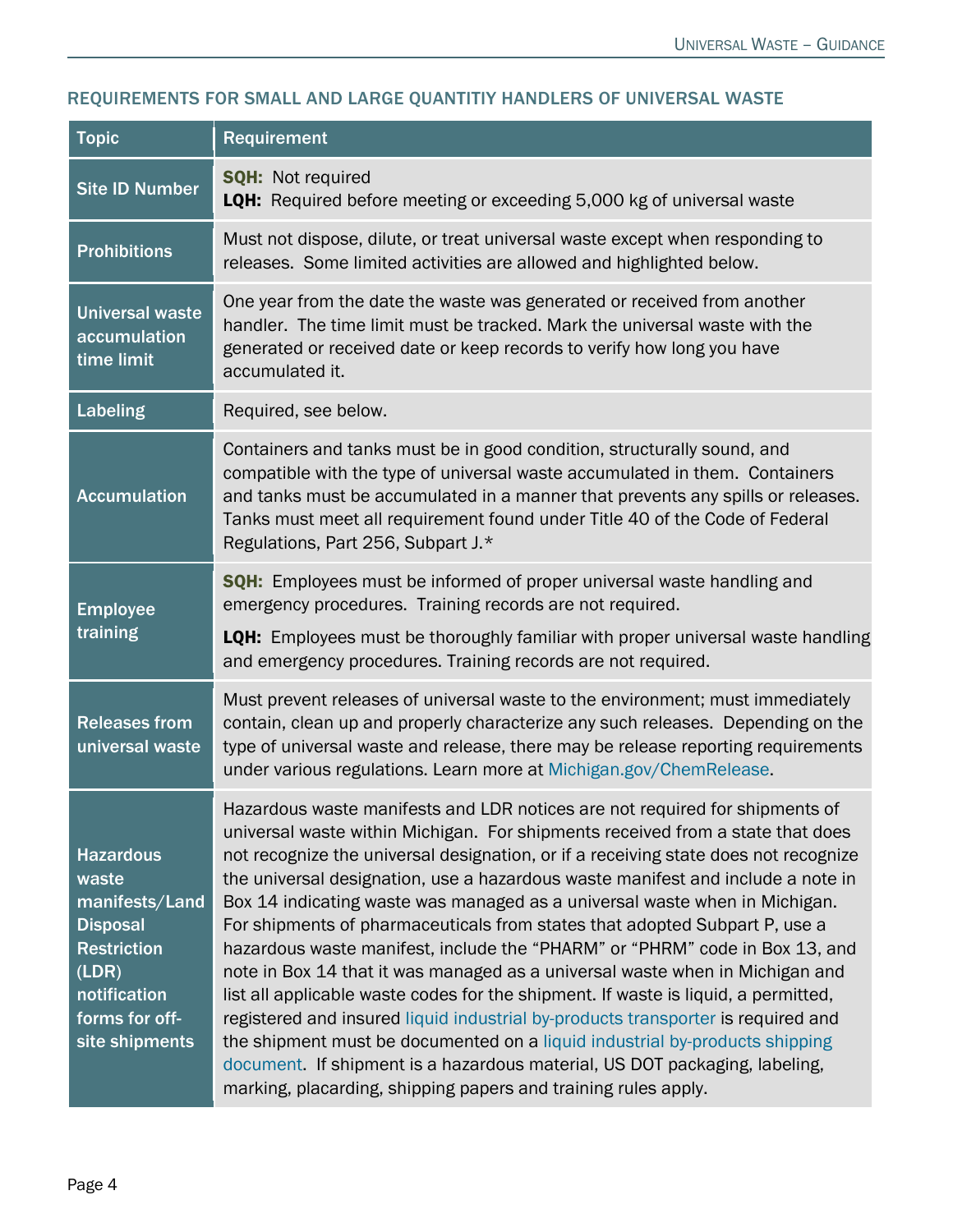## REQUIREMENTS FOR SMALL AND LARGE QUANTITIY HANDLERS OF UNIVERSAL WASTE

| Topic | Requirement |
|---|---|
| Site ID Number | **SQH:** Not required<br>**LQH:** Required before meeting or exceeding 5,000 kg of universal waste |
| Prohibitions | Must not dispose, dilute, or treat universal waste except when responding to releases. Some limited activities are allowed and highlighted below. |
| Universal waste accumulation time limit | One year from the date the waste was generated or received from another handler. The time limit must be tracked. Mark the universal waste with the generated or received date or keep records to verify how long you have accumulated it. |
| Labeling | Required, see below. |
| Accumulation | Containers and tanks must be in good condition, structurally sound, and compatible with the type of universal waste accumulated in them. Containers and tanks must be accumulated in a manner that prevents any spills or releases. Tanks must meet all requirement found under Title 40 of the Code of Federal Regulations, Part 256, Subpart J.* |
| Employee training | **SQH:** Employees must be informed of proper universal waste handling and emergency procedures. Training records are not required.<br>**LQH:** Employees must be thoroughly familiar with proper universal waste handling and emergency procedures. Training records are not required. |
| Releases from universal waste | Must prevent releases of universal waste to the environment; must immediately contain, clean up and properly characterize any such releases. Depending on the type of universal waste and release, there may be release reporting requirements under various regulations. Learn more at Michigan.gov/ChemRelease. |
| Hazardous waste manifests/Land Disposal Restriction (LDR) notification forms for off-site shipments | Hazardous waste manifests and LDR notices are not required for shipments of universal waste within Michigan. For shipments received from a state that does not recognize the universal designation, or if a receiving state does not recognize the universal designation, use a hazardous waste manifest and include a note in Box 14 indicating waste was managed as a universal waste when in Michigan. For shipments of pharmaceuticals from states that adopted Subpart P, use a hazardous waste manifest, include the "PHARM" or "PHRM" code in Box 13, and note in Box 14 that it was managed as a universal waste when in Michigan and list all applicable waste codes for the shipment. If waste is liquid, a permitted, registered and insured liquid industrial by-products transporter is required and the shipment must be documented on a liquid industrial by-products shipping document. If shipment is a hazardous material, US DOT packaging, labeling, marking, placarding, shipping papers and training rules apply. |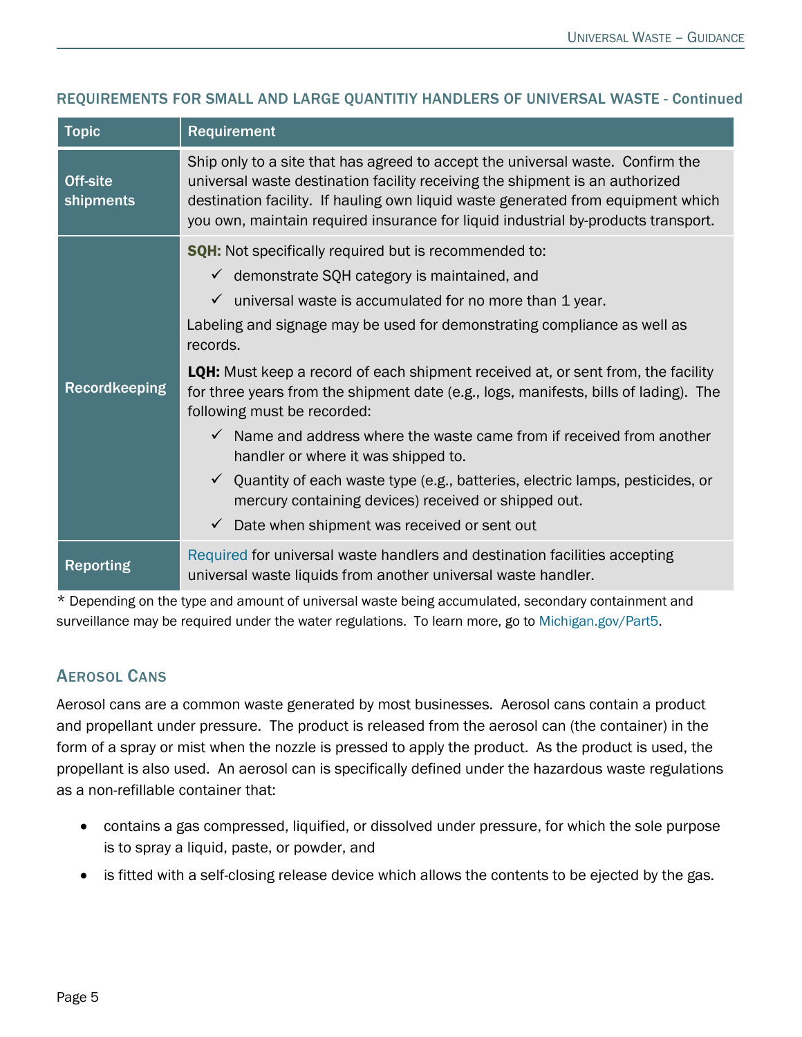### REQUIREMENTS FOR SMALL AND LARGE QUANTITIY HANDLERS OF UNIVERSAL WASTE - Continued

| Topic | Requirement |
|---|---|
| Off-site shipments | Ship only to a site that has agreed to accept the universal waste. Confirm the universal waste destination facility receiving the shipment is an authorized destination facility. If hauling own liquid waste generated from equipment which you own, maintain required insurance for liquid industrial by-products transport. |
| Recordkeeping | **SQH:** Not specifically required but is recommended to:<br>✓ demonstrate SQH category is maintained, and<br>✓ universal waste is accumulated for no more than 1 year.<br>Labeling and signage may be used for demonstrating compliance as well as records.<br>**LQH:** Must keep a record of each shipment received at, or sent from, the facility for three years from the shipment date (e.g., logs, manifests, bills of lading). The following must be recorded:<br>✓ Name and address where the waste came from if received from another handler or where it was shipped to.<br>✓ Quantity of each waste type (e.g., batteries, electric lamps, pesticides, or mercury containing devices) received or shipped out.<br>✓ Date when shipment was received or sent out |
| Reporting | Required for universal waste handlers and destination facilities accepting universal waste liquids from another universal waste handler. |

* Depending on the type and amount of universal waste being accumulated, secondary containment and surveillance may be required under the water regulations. To learn more, go to Michigan.gov/Part5.

## Aerosol Cans

Aerosol cans are a common waste generated by most businesses. Aerosol cans contain a product and propellant under pressure. The product is released from the aerosol can (the container) in the form of a spray or mist when the nozzle is pressed to apply the product. As the product is used, the propellant is also used. An aerosol can is specifically defined under the hazardous waste regulations as a non-refillable container that:

- contains a gas compressed, liquified, or dissolved under pressure, for which the sole purpose is to spray a liquid, paste, or powder, and
- is fitted with a self-closing release device which allows the contents to be ejected by the gas.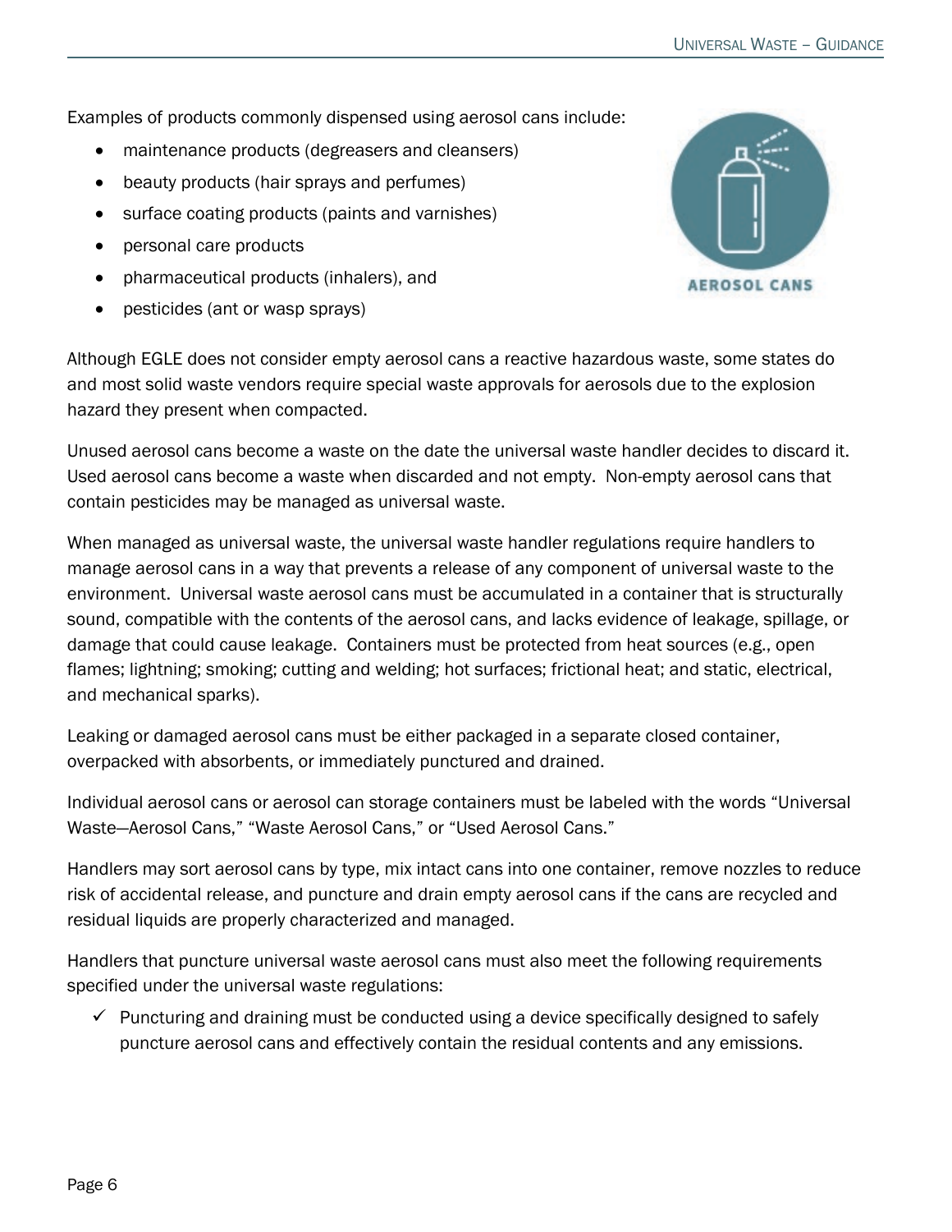Examples of products commonly dispensed using aerosol cans include:

- maintenance products (degreasers and cleansers)
- beauty products (hair sprays and perfumes)
- surface coating products (paints and varnishes)
- personal care products
- pharmaceutical products (inhalers), and
- pesticides (ant or wasp sprays)

AEROSOL CANS

Although EGLE does not consider empty aerosol cans a reactive hazardous waste, some states do and most solid waste vendors require special waste approvals for aerosols due to the explosion hazard they present when compacted.

Unused aerosol cans become a waste on the date the universal waste handler decides to discard it. Used aerosol cans become a waste when discarded and not empty. Non-empty aerosol cans that contain pesticides may be managed as universal waste.

When managed as universal waste, the universal waste handler regulations require handlers to manage aerosol cans in a way that prevents a release of any component of universal waste to the environment. Universal waste aerosol cans must be accumulated in a container that is structurally sound, compatible with the contents of the aerosol cans, and lacks evidence of leakage, spillage, or damage that could cause leakage. Containers must be protected from heat sources (e.g., open flames; lightning; smoking; cutting and welding; hot surfaces; frictional heat; and static, electrical, and mechanical sparks).

Leaking or damaged aerosol cans must be either packaged in a separate closed container, overpacked with absorbents, or immediately punctured and drained.

Individual aerosol cans or aerosol can storage containers must be labeled with the words "Universal Waste—Aerosol Cans," "Waste Aerosol Cans," or "Used Aerosol Cans."

Handlers may sort aerosol cans by type, mix intact cans into one container, remove nozzles to reduce risk of accidental release, and puncture and drain empty aerosol cans if the cans are recycled and residual liquids are properly characterized and managed.

Handlers that puncture universal waste aerosol cans must also meet the following requirements specified under the universal waste regulations:

- ✓ Puncturing and draining must be conducted using a device specifically designed to safely puncture aerosol cans and effectively contain the residual contents and any emissions.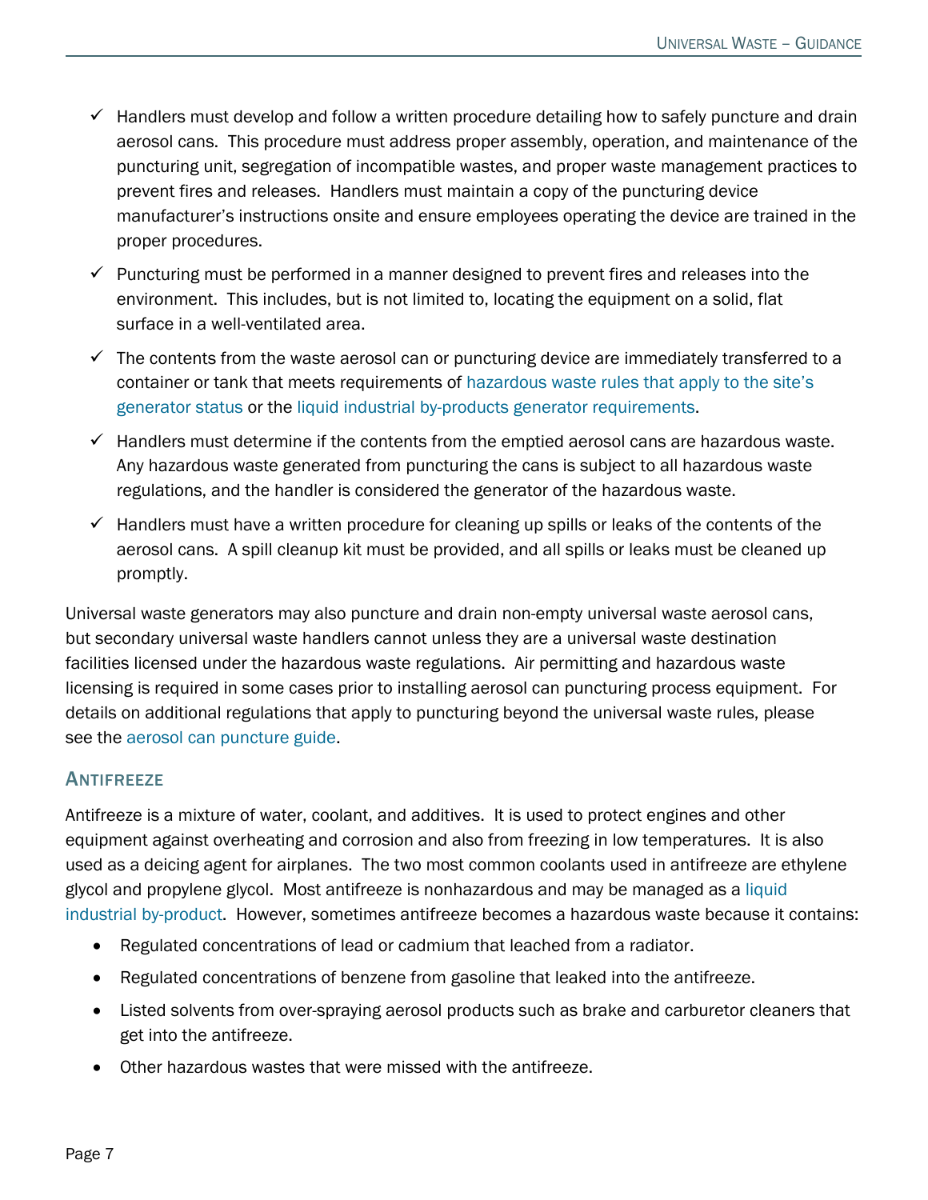- ✓ Handlers must develop and follow a written procedure detailing how to safely puncture and drain aerosol cans. This procedure must address proper assembly, operation, and maintenance of the puncturing unit, segregation of incompatible wastes, and proper waste management practices to prevent fires and releases. Handlers must maintain a copy of the puncturing device manufacturer's instructions onsite and ensure employees operating the device are trained in the proper procedures.
- ✓ Puncturing must be performed in a manner designed to prevent fires and releases into the environment. This includes, but is not limited to, locating the equipment on a solid, flat surface in a well-ventilated area.
- ✓ The contents from the waste aerosol can or puncturing device are immediately transferred to a container or tank that meets requirements of hazardous waste rules that apply to the site's generator status or the liquid industrial by-products generator requirements.
- ✓ Handlers must determine if the contents from the emptied aerosol cans are hazardous waste. Any hazardous waste generated from puncturing the cans is subject to all hazardous waste regulations, and the handler is considered the generator of the hazardous waste.
- ✓ Handlers must have a written procedure for cleaning up spills or leaks of the contents of the aerosol cans. A spill cleanup kit must be provided, and all spills or leaks must be cleaned up promptly.

Universal waste generators may also puncture and drain non-empty universal waste aerosol cans, but secondary universal waste handlers cannot unless they are a universal waste destination facilities licensed under the hazardous waste regulations. Air permitting and hazardous waste licensing is required in some cases prior to installing aerosol can puncturing process equipment. For details on additional regulations that apply to puncturing beyond the universal waste rules, please see the aerosol can puncture guide.

## Antifreeze

Antifreeze is a mixture of water, coolant, and additives. It is used to protect engines and other equipment against overheating and corrosion and also from freezing in low temperatures. It is also used as a deicing agent for airplanes. The two most common coolants used in antifreeze are ethylene glycol and propylene glycol. Most antifreeze is nonhazardous and may be managed as a liquid industrial by-product. However, sometimes antifreeze becomes a hazardous waste because it contains:

- Regulated concentrations of lead or cadmium that leached from a radiator.
- Regulated concentrations of benzene from gasoline that leaked into the antifreeze.
- Listed solvents from over-spraying aerosol products such as brake and carburetor cleaners that get into the antifreeze.
- Other hazardous wastes that were missed with the antifreeze.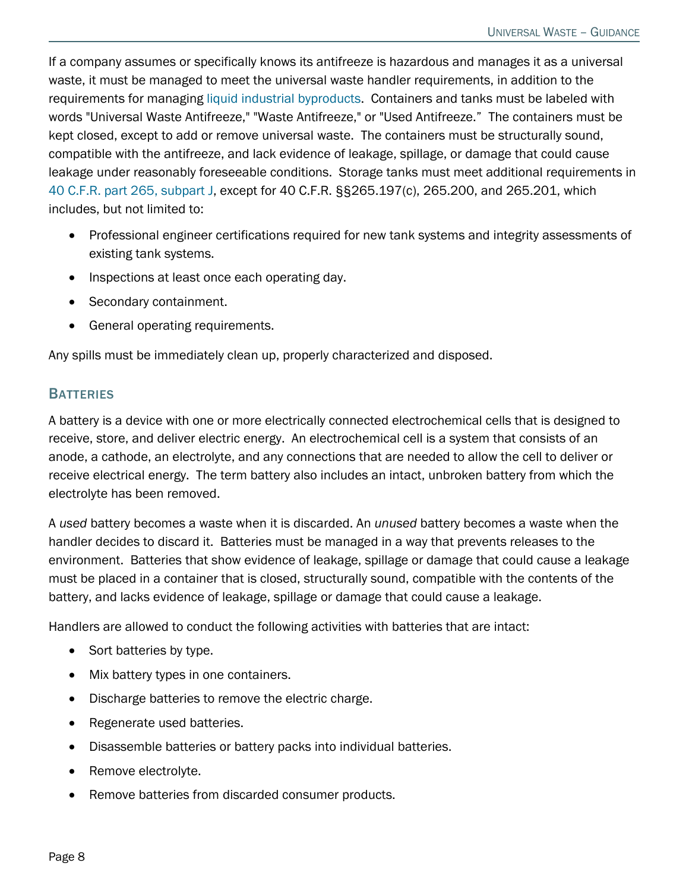If a company assumes or specifically knows its antifreeze is hazardous and manages it as a universal waste, it must be managed to meet the universal waste handler requirements, in addition to the requirements for managing liquid industrial byproducts. Containers and tanks must be labeled with words "Universal Waste Antifreeze," "Waste Antifreeze," or "Used Antifreeze." The containers must be kept closed, except to add or remove universal waste. The containers must be structurally sound, compatible with the antifreeze, and lack evidence of leakage, spillage, or damage that could cause leakage under reasonably foreseeable conditions. Storage tanks must meet additional requirements in 40 C.F.R. part 265, subpart J, except for 40 C.F.R. §§265.197(c), 265.200, and 265.201, which includes, but not limited to:

- Professional engineer certifications required for new tank systems and integrity assessments of existing tank systems.
- Inspections at least once each operating day.
- Secondary containment.
- General operating requirements.

Any spills must be immediately clean up, properly characterized and disposed.

## Batteries

A battery is a device with one or more electrically connected electrochemical cells that is designed to receive, store, and deliver electric energy. An electrochemical cell is a system that consists of an anode, a cathode, an electrolyte, and any connections that are needed to allow the cell to deliver or receive electrical energy. The term battery also includes an intact, unbroken battery from which the electrolyte has been removed.

A *used* battery becomes a waste when it is discarded. An *unused* battery becomes a waste when the handler decides to discard it. Batteries must be managed in a way that prevents releases to the environment. Batteries that show evidence of leakage, spillage or damage that could cause a leakage must be placed in a container that is closed, structurally sound, compatible with the contents of the battery, and lacks evidence of leakage, spillage or damage that could cause a leakage.

Handlers are allowed to conduct the following activities with batteries that are intact:

- Sort batteries by type.
- Mix battery types in one containers.
- Discharge batteries to remove the electric charge.
- Regenerate used batteries.
- Disassemble batteries or battery packs into individual batteries.
- Remove electrolyte.
- Remove batteries from discarded consumer products.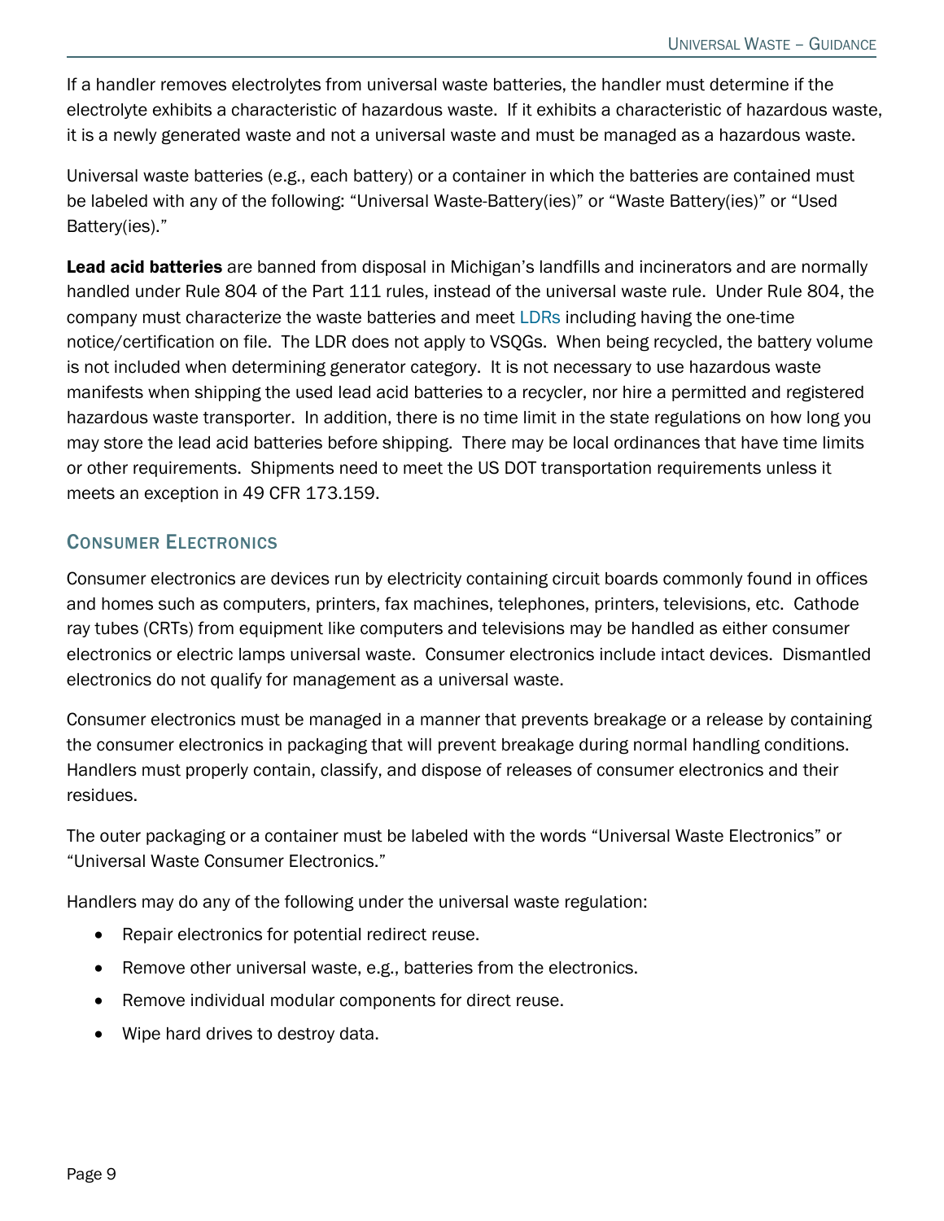If a handler removes electrolytes from universal waste batteries, the handler must determine if the electrolyte exhibits a characteristic of hazardous waste. If it exhibits a characteristic of hazardous waste, it is a newly generated waste and not a universal waste and must be managed as a hazardous waste.

Universal waste batteries (e.g., each battery) or a container in which the batteries are contained must be labeled with any of the following: "Universal Waste-Battery(ies)" or "Waste Battery(ies)" or "Used Battery(ies)."

**Lead acid batteries** are banned from disposal in Michigan's landfills and incinerators and are normally handled under Rule 804 of the Part 111 rules, instead of the universal waste rule. Under Rule 804, the company must characterize the waste batteries and meet LDRs including having the one-time notice/certification on file. The LDR does not apply to VSQGs. When being recycled, the battery volume is not included when determining generator category. It is not necessary to use hazardous waste manifests when shipping the used lead acid batteries to a recycler, nor hire a permitted and registered hazardous waste transporter. In addition, there is no time limit in the state regulations on how long you may store the lead acid batteries before shipping. There may be local ordinances that have time limits or other requirements. Shipments need to meet the US DOT transportation requirements unless it meets an exception in 49 CFR 173.159.

## Consumer Electronics

Consumer electronics are devices run by electricity containing circuit boards commonly found in offices and homes such as computers, printers, fax machines, telephones, printers, televisions, etc. Cathode ray tubes (CRTs) from equipment like computers and televisions may be handled as either consumer electronics or electric lamps universal waste. Consumer electronics include intact devices. Dismantled electronics do not qualify for management as a universal waste.

Consumer electronics must be managed in a manner that prevents breakage or a release by containing the consumer electronics in packaging that will prevent breakage during normal handling conditions. Handlers must properly contain, classify, and dispose of releases of consumer electronics and their residues.

The outer packaging or a container must be labeled with the words "Universal Waste Electronics" or "Universal Waste Consumer Electronics."

Handlers may do any of the following under the universal waste regulation:

- Repair electronics for potential redirect reuse.
- Remove other universal waste, e.g., batteries from the electronics.
- Remove individual modular components for direct reuse.
- Wipe hard drives to destroy data.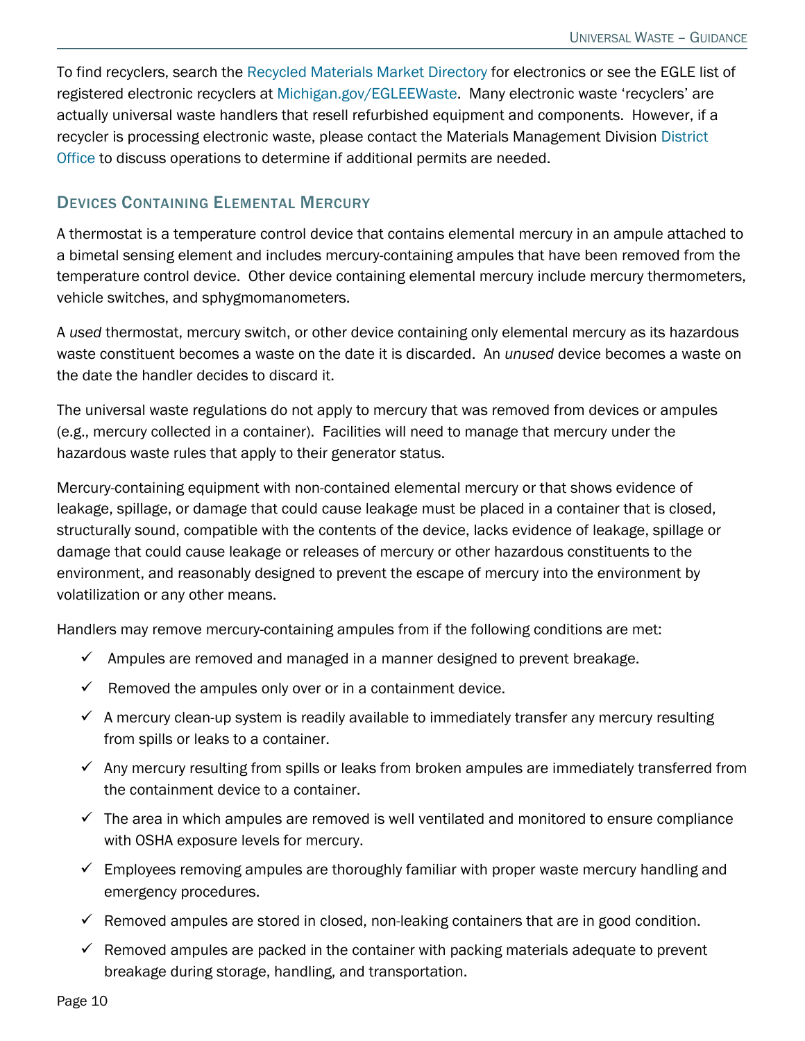To find recyclers, search the Recycled Materials Market Directory for electronics or see the EGLE list of registered electronic recyclers at Michigan.gov/EGLEEWaste. Many electronic waste 'recyclers' are actually universal waste handlers that resell refurbished equipment and components. However, if a recycler is processing electronic waste, please contact the Materials Management Division District Office to discuss operations to determine if additional permits are needed.

## Devices Containing Elemental Mercury

A thermostat is a temperature control device that contains elemental mercury in an ampule attached to a bimetal sensing element and includes mercury-containing ampules that have been removed from the temperature control device. Other device containing elemental mercury include mercury thermometers, vehicle switches, and sphygmomanometers.

A *used* thermostat, mercury switch, or other device containing only elemental mercury as its hazardous waste constituent becomes a waste on the date it is discarded. An *unused* device becomes a waste on the date the handler decides to discard it.

The universal waste regulations do not apply to mercury that was removed from devices or ampules (e.g., mercury collected in a container). Facilities will need to manage that mercury under the hazardous waste rules that apply to their generator status.

Mercury-containing equipment with non-contained elemental mercury or that shows evidence of leakage, spillage, or damage that could cause leakage must be placed in a container that is closed, structurally sound, compatible with the contents of the device, lacks evidence of leakage, spillage or damage that could cause leakage or releases of mercury or other hazardous constituents to the environment, and reasonably designed to prevent the escape of mercury into the environment by volatilization or any other means.

Handlers may remove mercury-containing ampules from if the following conditions are met:

- ✓ Ampules are removed and managed in a manner designed to prevent breakage.
- ✓ Removed the ampules only over or in a containment device.
- ✓ A mercury clean-up system is readily available to immediately transfer any mercury resulting from spills or leaks to a container.
- ✓ Any mercury resulting from spills or leaks from broken ampules are immediately transferred from the containment device to a container.
- ✓ The area in which ampules are removed is well ventilated and monitored to ensure compliance with OSHA exposure levels for mercury.
- ✓ Employees removing ampules are thoroughly familiar with proper waste mercury handling and emergency procedures.
- ✓ Removed ampules are stored in closed, non-leaking containers that are in good condition.
- ✓ Removed ampules are packed in the container with packing materials adequate to prevent breakage during storage, handling, and transportation.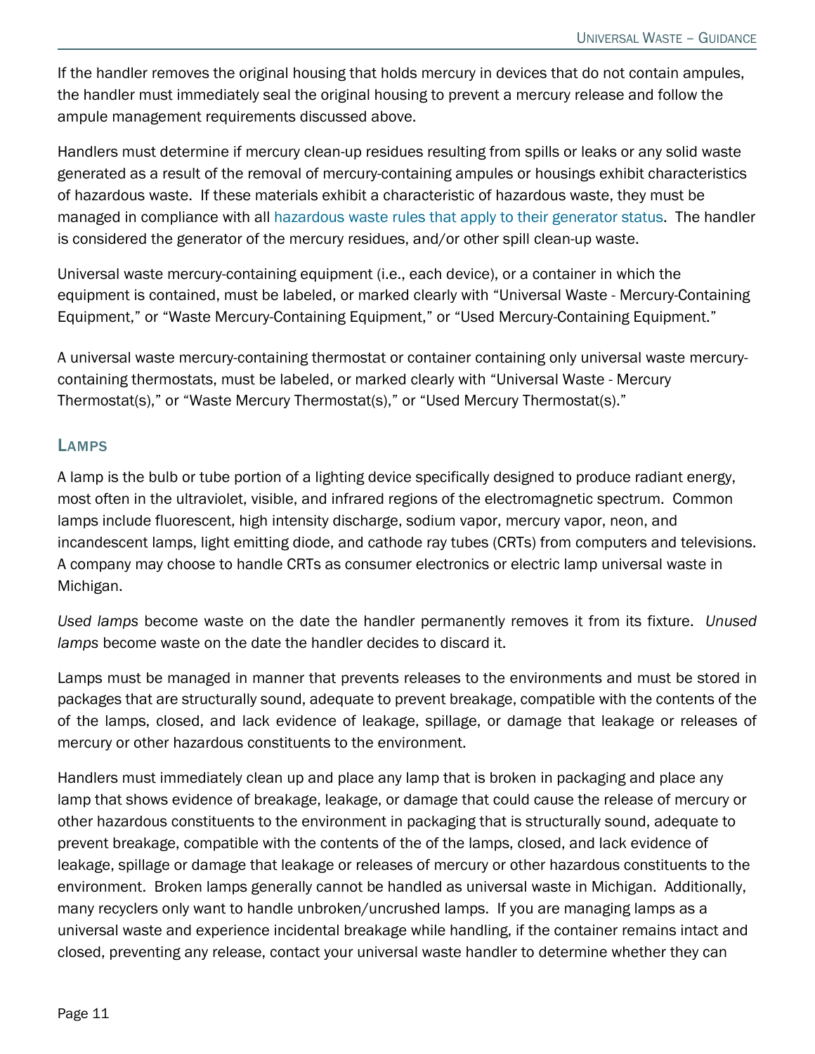If the handler removes the original housing that holds mercury in devices that do not contain ampules, the handler must immediately seal the original housing to prevent a mercury release and follow the ampule management requirements discussed above.

Handlers must determine if mercury clean-up residues resulting from spills or leaks or any solid waste generated as a result of the removal of mercury-containing ampules or housings exhibit characteristics of hazardous waste. If these materials exhibit a characteristic of hazardous waste, they must be managed in compliance with all hazardous waste rules that apply to their generator status. The handler is considered the generator of the mercury residues, and/or other spill clean-up waste.

Universal waste mercury-containing equipment (i.e., each device), or a container in which the equipment is contained, must be labeled, or marked clearly with "Universal Waste - Mercury-Containing Equipment," or "Waste Mercury-Containing Equipment," or "Used Mercury-Containing Equipment."

A universal waste mercury-containing thermostat or container containing only universal waste mercury-containing thermostats, must be labeled, or marked clearly with "Universal Waste - Mercury Thermostat(s)," or "Waste Mercury Thermostat(s)," or "Used Mercury Thermostat(s)."

## LAMPS

A lamp is the bulb or tube portion of a lighting device specifically designed to produce radiant energy, most often in the ultraviolet, visible, and infrared regions of the electromagnetic spectrum. Common lamps include fluorescent, high intensity discharge, sodium vapor, mercury vapor, neon, and incandescent lamps, light emitting diode, and cathode ray tubes (CRTs) from computers and televisions. A company may choose to handle CRTs as consumer electronics or electric lamp universal waste in Michigan.

*Used lamps* become waste on the date the handler permanently removes it from its fixture. *Unused lamps* become waste on the date the handler decides to discard it.

Lamps must be managed in manner that prevents releases to the environments and must be stored in packages that are structurally sound, adequate to prevent breakage, compatible with the contents of the of the lamps, closed, and lack evidence of leakage, spillage, or damage that leakage or releases of mercury or other hazardous constituents to the environment.

Handlers must immediately clean up and place any lamp that is broken in packaging and place any lamp that shows evidence of breakage, leakage, or damage that could cause the release of mercury or other hazardous constituents to the environment in packaging that is structurally sound, adequate to prevent breakage, compatible with the contents of the of the lamps, closed, and lack evidence of leakage, spillage or damage that leakage or releases of mercury or other hazardous constituents to the environment. Broken lamps generally cannot be handled as universal waste in Michigan. Additionally, many recyclers only want to handle unbroken/uncrushed lamps. If you are managing lamps as a universal waste and experience incidental breakage while handling, if the container remains intact and closed, preventing any release, contact your universal waste handler to determine whether they can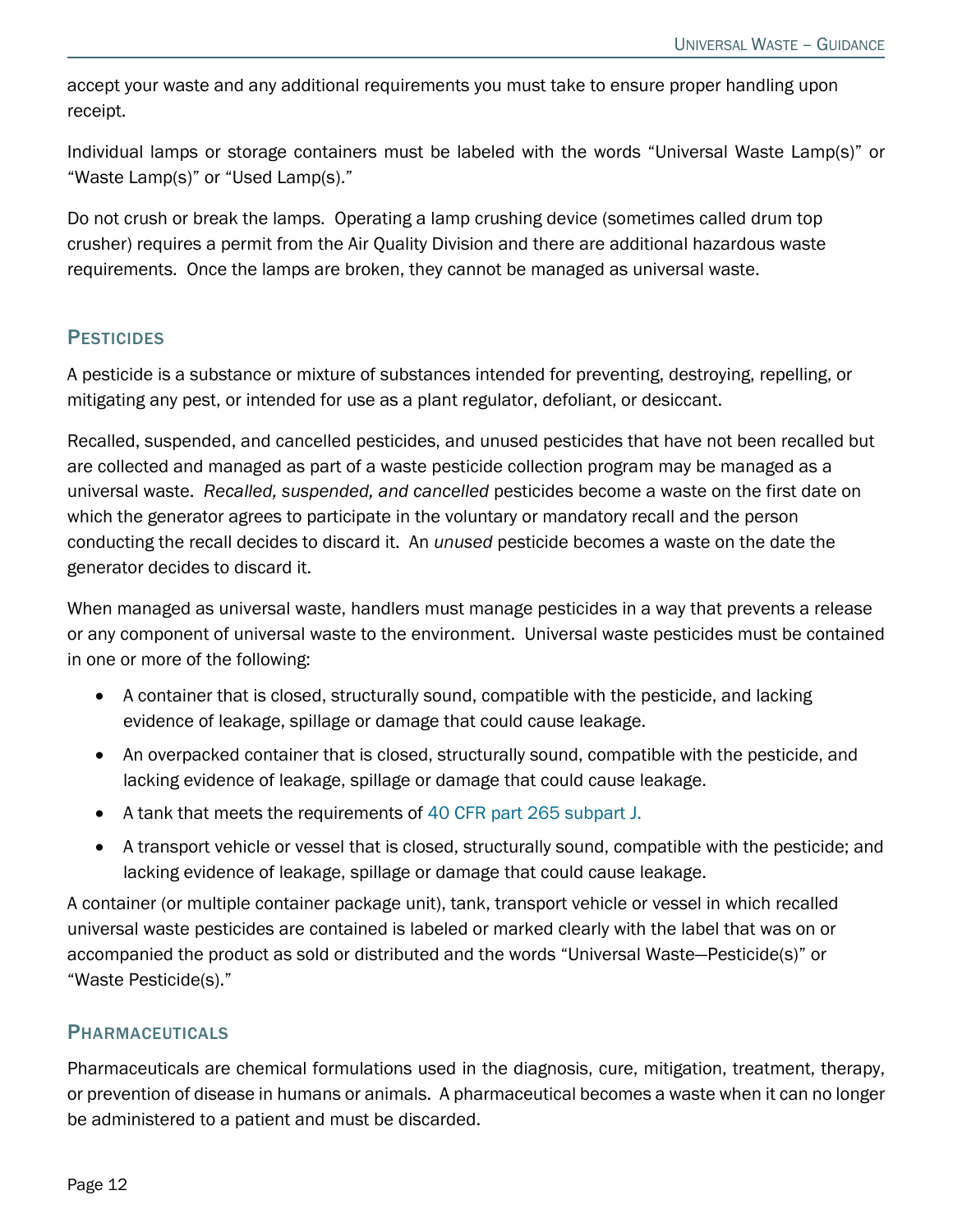accept your waste and any additional requirements you must take to ensure proper handling upon receipt.

Individual lamps or storage containers must be labeled with the words “Universal Waste Lamp(s)” or “Waste Lamp(s)” or “Used Lamp(s).”

Do not crush or break the lamps. Operating a lamp crushing device (sometimes called drum top crusher) requires a permit from the Air Quality Division and there are additional hazardous waste requirements. Once the lamps are broken, they cannot be managed as universal waste.

## Pesticides

A pesticide is a substance or mixture of substances intended for preventing, destroying, repelling, or mitigating any pest, or intended for use as a plant regulator, defoliant, or desiccant.

Recalled, suspended, and cancelled pesticides, and unused pesticides that have not been recalled but are collected and managed as part of a waste pesticide collection program may be managed as a universal waste. *Recalled, suspended, and cancelled* pesticides become a waste on the first date on which the generator agrees to participate in the voluntary or mandatory recall and the person conducting the recall decides to discard it. An *unused* pesticide becomes a waste on the date the generator decides to discard it.

When managed as universal waste, handlers must manage pesticides in a way that prevents a release or any component of universal waste to the environment. Universal waste pesticides must be contained in one or more of the following:

- A container that is closed, structurally sound, compatible with the pesticide, and lacking evidence of leakage, spillage or damage that could cause leakage.
- An overpacked container that is closed, structurally sound, compatible with the pesticide, and lacking evidence of leakage, spillage or damage that could cause leakage.
- A tank that meets the requirements of 40 CFR part 265 subpart J.
- A transport vehicle or vessel that is closed, structurally sound, compatible with the pesticide; and lacking evidence of leakage, spillage or damage that could cause leakage.

A container (or multiple container package unit), tank, transport vehicle or vessel in which recalled universal waste pesticides are contained is labeled or marked clearly with the label that was on or accompanied the product as sold or distributed and the words “Universal Waste—Pesticide(s)” or “Waste Pesticide(s).”

## Pharmaceuticals

Pharmaceuticals are chemical formulations used in the diagnosis, cure, mitigation, treatment, therapy, or prevention of disease in humans or animals. A pharmaceutical becomes a waste when it can no longer be administered to a patient and must be discarded.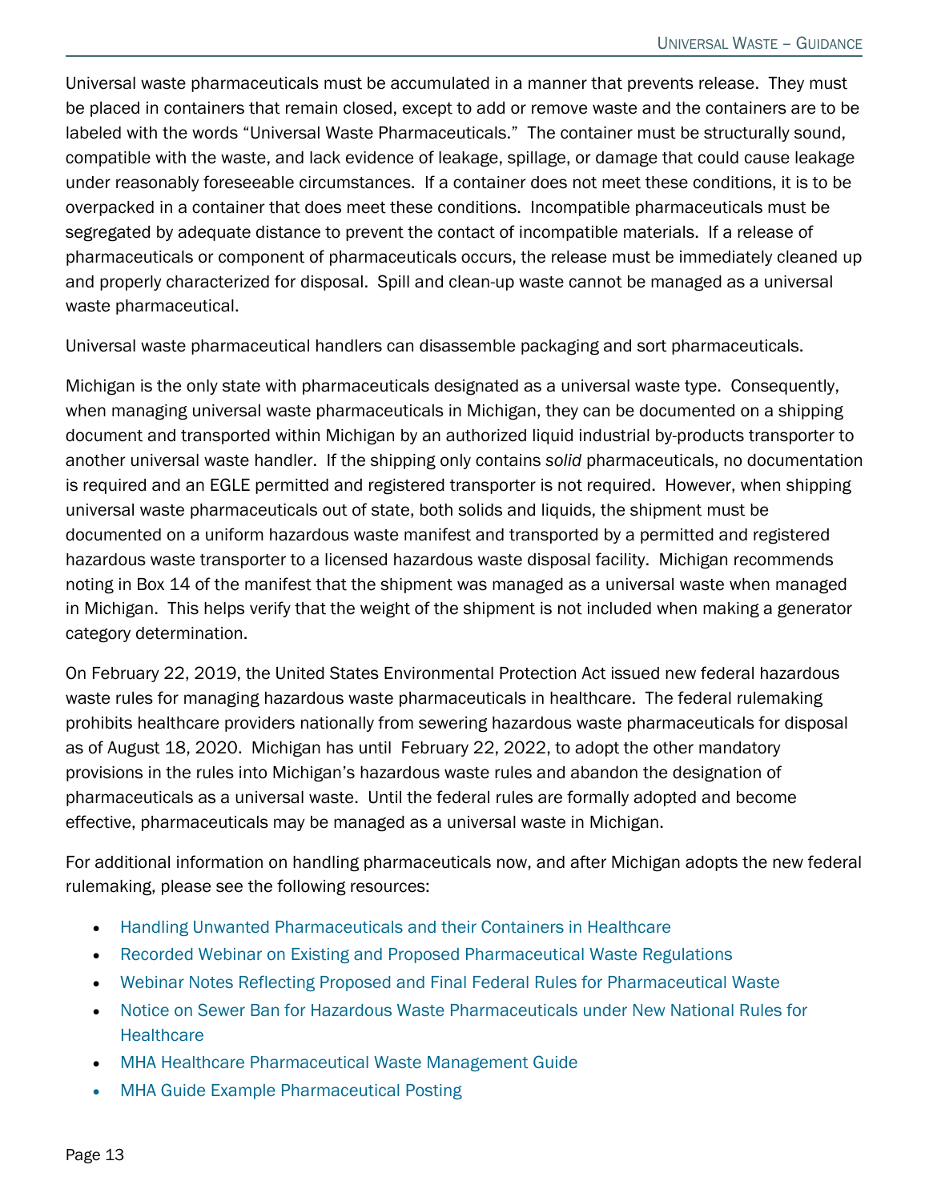Universal waste pharmaceuticals must be accumulated in a manner that prevents release. They must be placed in containers that remain closed, except to add or remove waste and the containers are to be labeled with the words "Universal Waste Pharmaceuticals." The container must be structurally sound, compatible with the waste, and lack evidence of leakage, spillage, or damage that could cause leakage under reasonably foreseeable circumstances. If a container does not meet these conditions, it is to be overpacked in a container that does meet these conditions. Incompatible pharmaceuticals must be segregated by adequate distance to prevent the contact of incompatible materials. If a release of pharmaceuticals or component of pharmaceuticals occurs, the release must be immediately cleaned up and properly characterized for disposal. Spill and clean-up waste cannot be managed as a universal waste pharmaceutical.

Universal waste pharmaceutical handlers can disassemble packaging and sort pharmaceuticals.

Michigan is the only state with pharmaceuticals designated as a universal waste type. Consequently, when managing universal waste pharmaceuticals in Michigan, they can be documented on a shipping document and transported within Michigan by an authorized liquid industrial by-products transporter to another universal waste handler. If the shipping only contains *solid* pharmaceuticals, no documentation is required and an EGLE permitted and registered transporter is not required. However, when shipping universal waste pharmaceuticals out of state, both solids and liquids, the shipment must be documented on a uniform hazardous waste manifest and transported by a permitted and registered hazardous waste transporter to a licensed hazardous waste disposal facility. Michigan recommends noting in Box 14 of the manifest that the shipment was managed as a universal waste when managed in Michigan. This helps verify that the weight of the shipment is not included when making a generator category determination.

On February 22, 2019, the United States Environmental Protection Act issued new federal hazardous waste rules for managing hazardous waste pharmaceuticals in healthcare. The federal rulemaking prohibits healthcare providers nationally from sewering hazardous waste pharmaceuticals for disposal as of August 18, 2020. Michigan has until February 22, 2022, to adopt the other mandatory provisions in the rules into Michigan's hazardous waste rules and abandon the designation of pharmaceuticals as a universal waste. Until the federal rules are formally adopted and become effective, pharmaceuticals may be managed as a universal waste in Michigan.

For additional information on handling pharmaceuticals now, and after Michigan adopts the new federal rulemaking, please see the following resources:

- Handling Unwanted Pharmaceuticals and their Containers in Healthcare
- Recorded Webinar on Existing and Proposed Pharmaceutical Waste Regulations
- Webinar Notes Reflecting Proposed and Final Federal Rules for Pharmaceutical Waste
- Notice on Sewer Ban for Hazardous Waste Pharmaceuticals under New National Rules for Healthcare
- MHA Healthcare Pharmaceutical Waste Management Guide
- MHA Guide Example Pharmaceutical Posting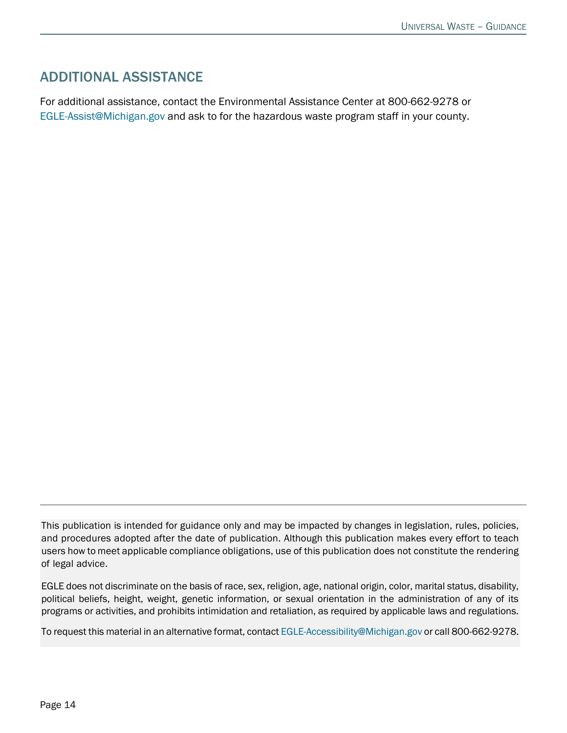## ADDITIONAL ASSISTANCE

For additional assistance, contact the Environmental Assistance Center at 800-662-9278 or EGLE-Assist@Michigan.gov and ask to for the hazardous waste program staff in your county.

This publication is intended for guidance only and may be impacted by changes in legislation, rules, policies, and procedures adopted after the date of publication. Although this publication makes every effort to teach users how to meet applicable compliance obligations, use of this publication does not constitute the rendering of legal advice.

EGLE does not discriminate on the basis of race, sex, religion, age, national origin, color, marital status, disability, political beliefs, height, weight, genetic information, or sexual orientation in the administration of any of its programs or activities, and prohibits intimidation and retaliation, as required by applicable laws and regulations.

To request this material in an alternative format, contact EGLE-Accessibility@Michigan.gov or call 800-662-9278.